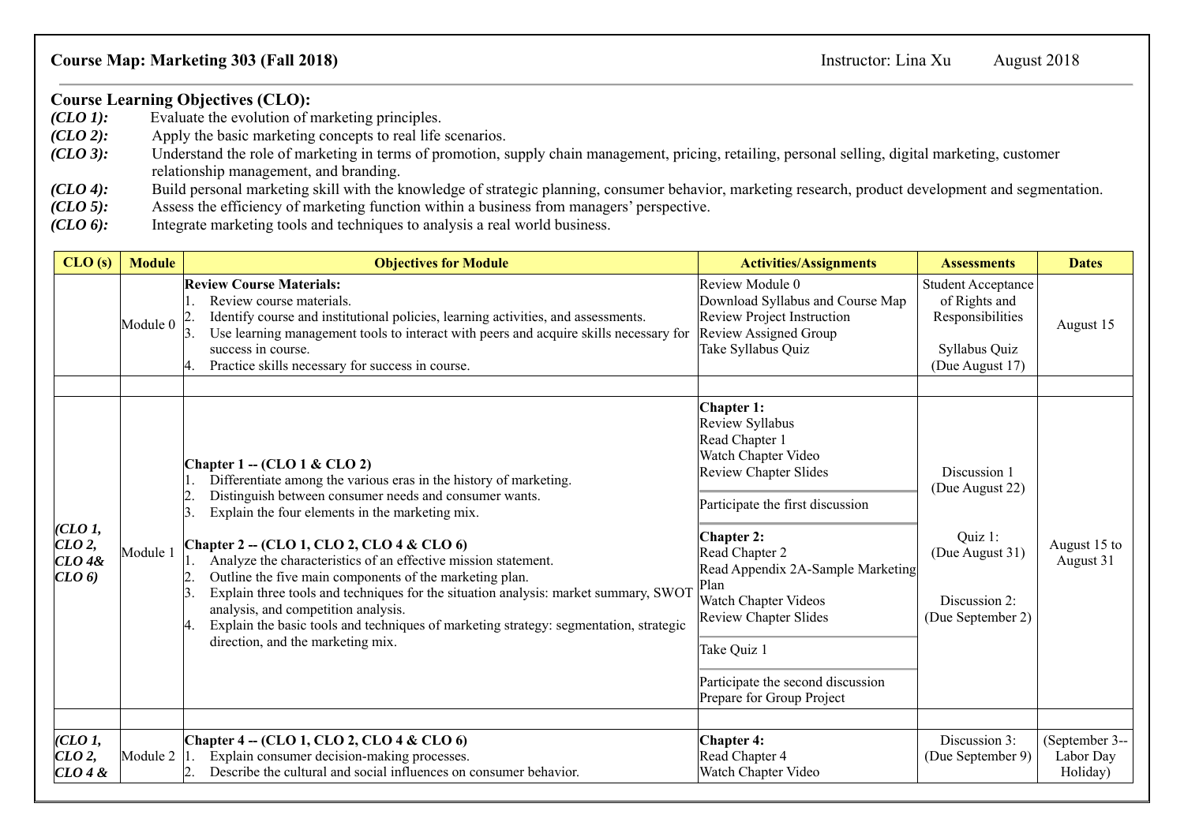**Course Map: Marketing 303 (Fall 2018)** Instructor: Lina Xu August 2018

**Course Learning Objectives (CLO):**

***(CLO 1):*** Evaluate the evolution of marketing principles.

***(CLO 2):*** Apply the basic marketing concepts to real life scenarios.

***(CLO 3):*** Understand the role of marketing in terms of promotion, supply chain management, pricing, retailing, personal selling, digital marketing, customer relationship management, and branding.

***(CLO 4):*** Build personal marketing skill with the knowledge of strategic planning, consumer behavior, marketing research, product development and segmentation.

***(CLO 5):*** Assess the efficiency of marketing function within a business from managers' perspective.

***(CLO 6):*** Integrate marketing tools and techniques to analysis a real world business.

| CLO (s) | Module | Objectives for Module | Activities/Assignments | Assessments | Dates |
|---|---|---|---|---|---|
| | Module 0 | **Review Course Materials:**<br>1. Review course materials.<br>2. Identify course and institutional policies, learning activities, and assessments.<br>3. Use learning management tools to interact with peers and acquire skills necessary for success in course.<br>4. Practice skills necessary for success in course. | Review Module 0<br>Download Syllabus and Course Map<br>Review Project Instruction<br>Review Assigned Group<br>Take Syllabus Quiz | Student Acceptance of Rights and Responsibilities<br><br>Syllabus Quiz (Due August 17) | August 15 |
| | | | | | |
| ***(CLO 1, CLO 2, CLO 4& CLO 6)*** | Module 1 | **Chapter 1 -- (CLO 1 & CLO 2)**<br>1. Differentiate among the various eras in the history of marketing.<br>2. Distinguish between consumer needs and consumer wants.<br>3. Explain the four elements in the marketing mix.<br><br>**Chapter 2 -- (CLO 1, CLO 2, CLO 4 & CLO 6)**<br>1. Analyze the characteristics of an effective mission statement.<br>2. Outline the five main components of the marketing plan.<br>3. Explain three tools and techniques for the situation analysis: market summary, SWOT analysis, and competition analysis.<br>4. Explain the basic tools and techniques of marketing strategy: segmentation, strategic direction, and the marketing mix. | **Chapter 1:**<br>Review Syllabus<br>Read Chapter 1<br>Watch Chapter Video<br>Review Chapter Slides<br><br>Participate the first discussion<br><br>**Chapter 2:**<br>Read Chapter 2<br>Read Appendix 2A-Sample Marketing Plan<br>Watch Chapter Videos<br>Review Chapter Slides<br><br>Take Quiz 1<br><br>Participate the second discussion<br>Prepare for Group Project | Discussion 1 (Due August 22)<br><br>Quiz 1: (Due August 31)<br><br>Discussion 2: (Due September 2) | August 15 to August 31 |
| | | | | | |
| ***(CLO 1, CLO 2, CLO 4 &*** | Module 2 | **Chapter 4 -- (CLO 1, CLO 2, CLO 4 & CLO 6)**<br>1. Explain consumer decision-making processes.<br>2. Describe the cultural and social influences on consumer behavior. | **Chapter 4:**<br>Read Chapter 4<br>Watch Chapter Video | Discussion 3: (Due September 9) | (September 3-- Labor Day Holiday) |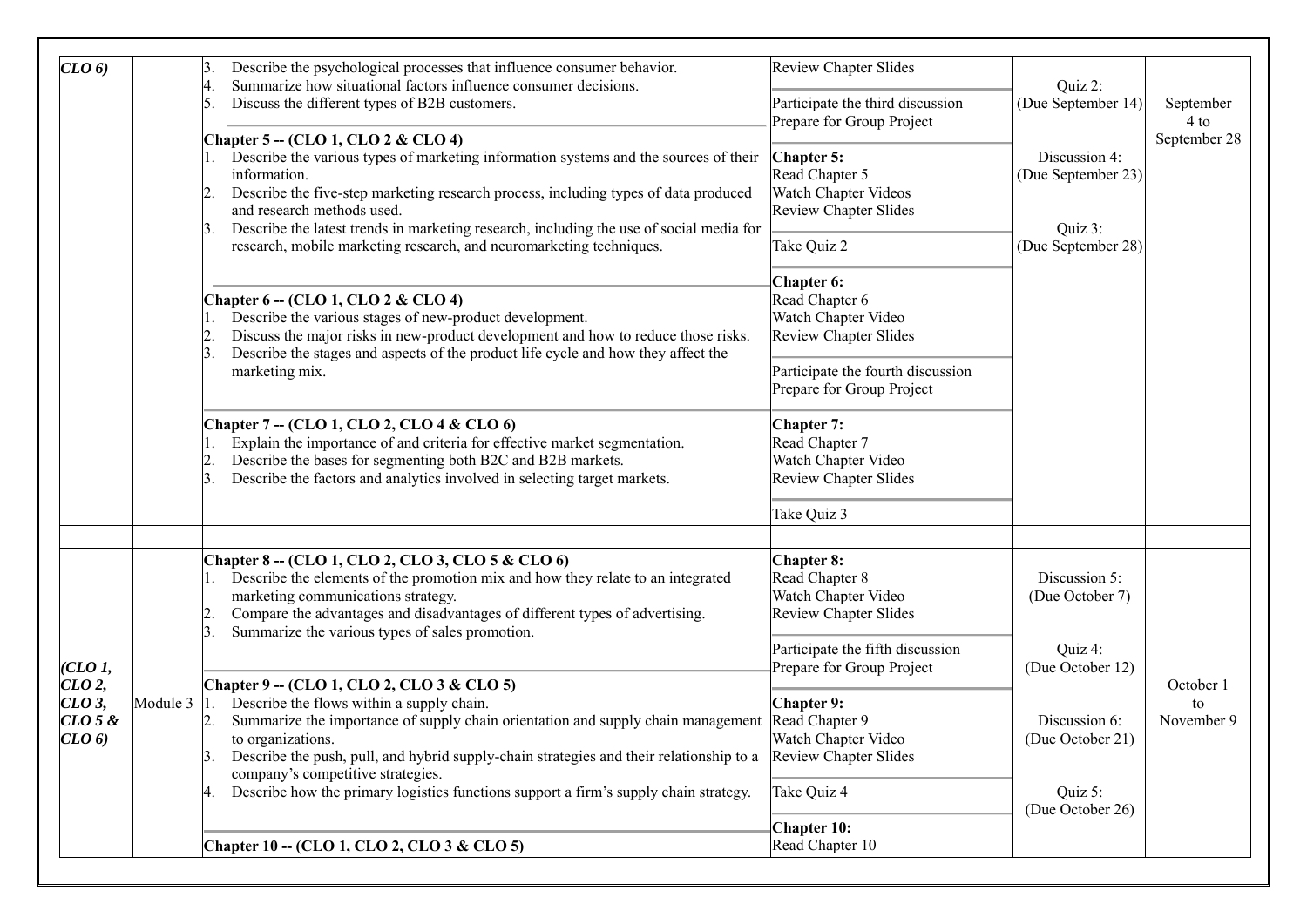| | | | | | |
|---|---|---|---|---|---|
| *CLO 6)* | | 3. Describe the psychological processes that influence consumer behavior.<br>4. Summarize how situational factors influence consumer decisions.<br>5. Discuss the different types of B2B customers.<br><br>**Chapter 5 -- (CLO 1, CLO 2 & CLO 4)**<br>1. Describe the various types of marketing information systems and the sources of their information.<br>2. Describe the five-step marketing research process, including types of data produced and research methods used.<br>3. Describe the latest trends in marketing research, including the use of social media for research, mobile marketing research, and neuromarketing techniques.<br><br>**Chapter 6 -- (CLO 1, CLO 2 & CLO 4)**<br>1. Describe the various stages of new-product development.<br>2. Discuss the major risks in new-product development and how to reduce those risks.<br>3. Describe the stages and aspects of the product life cycle and how they affect the marketing mix.<br><br>**Chapter 7 -- (CLO 1, CLO 2, CLO 4 & CLO 6)**<br>1. Explain the importance of and criteria for effective market segmentation.<br>2. Describe the bases for segmenting both B2C and B2B markets.<br>3. Describe the factors and analytics involved in selecting target markets. | Review Chapter Slides<br><br>Participate the third discussion<br>Prepare for Group Project<br><br>**Chapter 5:**<br>Read Chapter 5<br>Watch Chapter Videos<br>Review Chapter Slides<br><br>Take Quiz 2<br><br>**Chapter 6:**<br>Read Chapter 6<br>Watch Chapter Video<br>Review Chapter Slides<br><br>Participate the fourth discussion<br>Prepare for Group Project<br><br>**Chapter 7:**<br>Read Chapter 7<br>Watch Chapter Video<br>Review Chapter Slides<br><br>Take Quiz 3 | Quiz 2:<br>(Due September 14)<br><br>Discussion 4:<br>(Due September 23)<br><br>Quiz 3:<br>(Due September 28) | September 4 to September 28 |
| | | | | | |
| *(CLO 1, CLO 2, CLO 3, CLO 5 & CLO 6)* | Module 3 | **Chapter 8 -- (CLO 1, CLO 2, CLO 3, CLO 5 & CLO 6)**<br>1. Describe the elements of the promotion mix and how they relate to an integrated marketing communications strategy.<br>2. Compare the advantages and disadvantages of different types of advertising.<br>3. Summarize the various types of sales promotion.<br><br>**Chapter 9 -- (CLO 1, CLO 2, CLO 3 & CLO 5)**<br>1. Describe the flows within a supply chain.<br>2. Summarize the importance of supply chain orientation and supply chain management to organizations.<br>3. Describe the push, pull, and hybrid supply-chain strategies and their relationship to a company's competitive strategies.<br>4. Describe how the primary logistics functions support a firm's supply chain strategy.<br><br>**Chapter 10 -- (CLO 1, CLO 2, CLO 3 & CLO 5)** | **Chapter 8:**<br>Read Chapter 8<br>Watch Chapter Video<br>Review Chapter Slides<br><br>Participate the fifth discussion<br>Prepare for Group Project<br><br>**Chapter 9:**<br>Read Chapter 9<br>Watch Chapter Video<br>Review Chapter Slides<br><br>Take Quiz 4<br><br>**Chapter 10:**<br>Read Chapter 10 | Discussion 5:<br>(Due October 7)<br><br>Quiz 4:<br>(Due October 12)<br><br>Discussion 6:<br>(Due October 21)<br><br>Quiz 5:<br>(Due October 26) | October 1 to November 9 |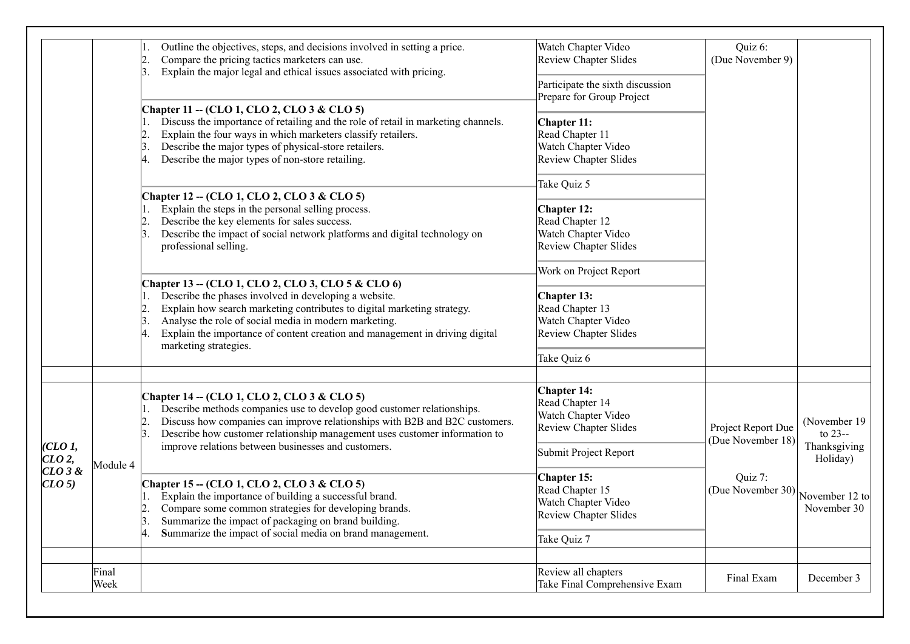| | | | | | |
|---|---|---|---|---|---|
| | | 1. Outline the objectives, steps, and decisions involved in setting a price.<br>2. Compare the pricing tactics marketers can use.<br>3. Explain the major legal and ethical issues associated with pricing. | Watch Chapter Video<br>Review Chapter Slides<br><br>Participate the sixth discussion<br>Prepare for Group Project | Quiz 6:<br>(Due November 9) | |
| | | **Chapter 11 -- (CLO 1, CLO 2, CLO 3 & CLO 5)**<br>1. Discuss the importance of retailing and the role of retail in marketing channels.<br>2. Explain the four ways in which marketers classify retailers.<br>3. Describe the major types of physical-store retailers.<br>4. Describe the major types of non-store retailing. | **Chapter 11:**<br>Read Chapter 11<br>Watch Chapter Video<br>Review Chapter Slides<br><br>Take Quiz 5 | | |
| | | **Chapter 12 -- (CLO 1, CLO 2, CLO 3 & CLO 5)**<br>1. Explain the steps in the personal selling process.<br>2. Describe the key elements for sales success.<br>3. Describe the impact of social network platforms and digital technology on professional selling. | **Chapter 12:**<br>Read Chapter 12<br>Watch Chapter Video<br>Review Chapter Slides<br><br>Work on Project Report | | |
| | | **Chapter 13 -- (CLO 1, CLO 2, CLO 3, CLO 5 & CLO 6)**<br>1. Describe the phases involved in developing a website.<br>2. Explain how search marketing contributes to digital marketing strategy.<br>3. Analyse the role of social media in modern marketing.<br>4. Explain the importance of content creation and management in driving digital marketing strategies. | **Chapter 13:**<br>Read Chapter 13<br>Watch Chapter Video<br>Review Chapter Slides<br><br>Take Quiz 6 | | |
| | | | | | |
| *(CLO 1, CLO 2, CLO 3 & CLO 5)* | Module 4 | **Chapter 14 -- (CLO 1, CLO 2, CLO 3 & CLO 5)**<br>1. Describe methods companies use to develop good customer relationships.<br>2. Discuss how companies can improve relationships with B2B and B2C customers.<br>3. Describe how customer relationship management uses customer information to improve relations between businesses and customers. | **Chapter 14:**<br>Read Chapter 14<br>Watch Chapter Video<br>Review Chapter Slides<br><br>Submit Project Report | Project Report Due<br>(Due November 18) | (November 19 to 23-- Thanksgiving Holiday) |
| | | **Chapter 15 -- (CLO 1, CLO 2, CLO 3 & CLO 5)**<br>1. Explain the importance of building a successful brand.<br>2. Compare some common strategies for developing brands.<br>3. Summarize the impact of packaging on brand building.<br>4. **S**ummarize the impact of social media on brand management. | **Chapter 15:**<br>Read Chapter 15<br>Watch Chapter Video<br>Review Chapter Slides<br><br>Take Quiz 7 | Quiz 7:<br>(Due November 30) | November 12 to November 30 |
| | | | | | |
| | Final Week | | Review all chapters<br>Take Final Comprehensive Exam | Final Exam | December 3 |